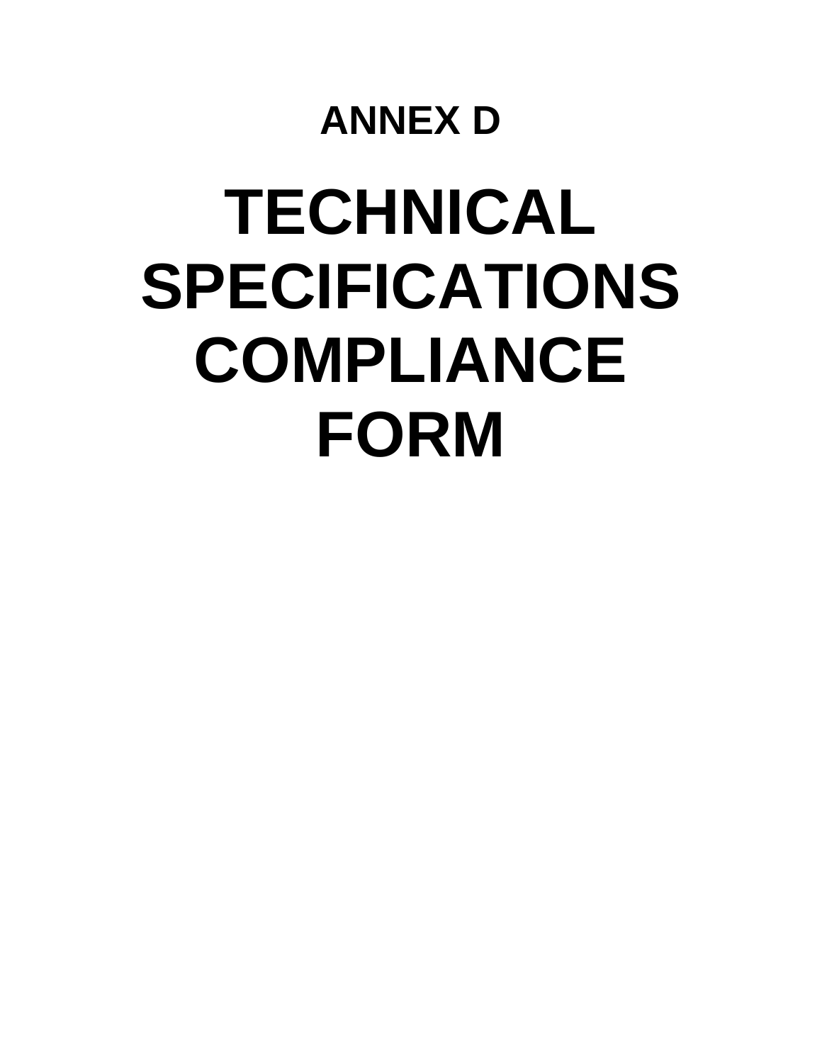# ANNEX D

# TECHNICAL SPECIFICATIONS COMPLIANCE FORM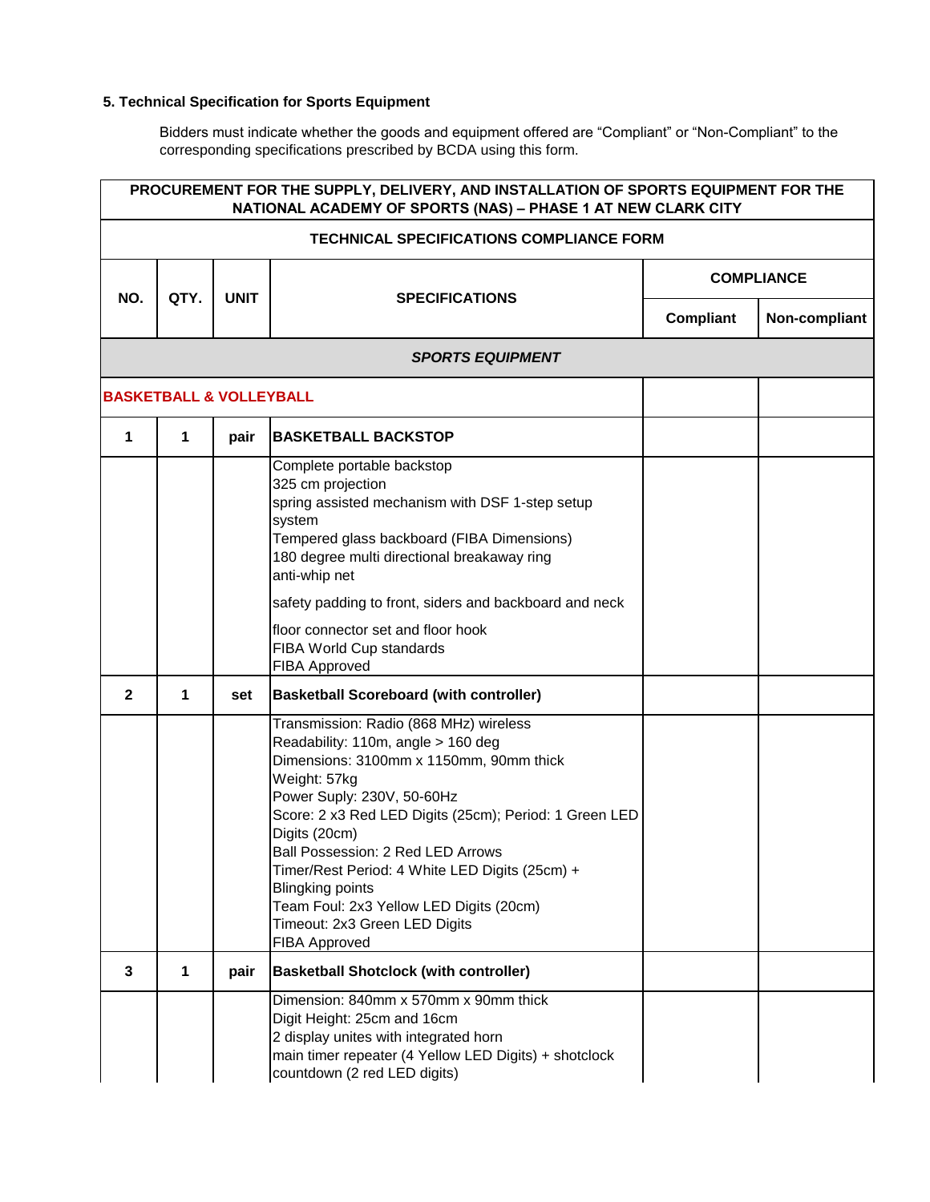### 5. Technical Specification for Sports Equipment

Bidders must indicate whether the goods and equipment offered are "Compliant" or "Non-Compliant" to the corresponding specifications prescribed by BCDA using this form.

| PROCUREMENT FOR THE SUPPLY, DELIVERY, AND INSTALLATION OF SPORTS EQUIPMENT FOR THE NATIONAL ACADEMY OF SPORTS (NAS) – PHASE 1 AT NEW CLARK CITY | | | | | |
|---|---|---|---|---|---|
| **TECHNICAL SPECIFICATIONS COMPLIANCE FORM** | | | | | |
| **NO.** | **QTY.** | **UNIT** | **SPECIFICATIONS** | **COMPLIANCE** | |
| | | | | **Compliant** | **Non-compliant** |
| ***SPORTS EQUIPMENT*** | | | | | |
| **BASKETBALL & VOLLEYBALL** | | | | | |
| **1** | **1** | **pair** | **BASKETBALL BACKSTOP** | | |
| | | | Complete portable backstop<br>325 cm projection<br>spring assisted mechanism with DSF 1-step setup system<br>Tempered glass backboard (FIBA Dimensions)<br>180 degree multi directional breakaway ring<br>anti-whip net<br>safety padding to front, siders and backboard and neck<br>floor connector set and floor hook<br>FIBA World Cup standards<br>FIBA Approved | | |
| **2** | **1** | **set** | **Basketball Scoreboard (with controller)** | | |
| | | | Transmission: Radio (868 MHz) wireless<br>Readability: 110m, angle > 160 deg<br>Dimensions: 3100mm x 1150mm, 90mm thick<br>Weight: 57kg<br>Power Suply: 230V, 50-60Hz<br>Score: 2 x3 Red LED Digits (25cm); Period: 1 Green LED Digits (20cm)<br>Ball Possession: 2 Red LED Arrows<br>Timer/Rest Period: 4 White LED Digits (25cm) + Blingking points<br>Team Foul: 2x3 Yellow LED Digits (20cm)<br>Timeout: 2x3 Green LED Digits<br>FIBA Approved | | |
| **3** | **1** | **pair** | **Basketball Shotclock (with controller)** | | |
| | | | Dimension: 840mm x 570mm x 90mm thick<br>Digit Height: 25cm and 16cm<br>2 display unites with integrated horn<br>main timer repeater (4 Yellow LED Digits) + shotclock countdown (2 red LED digits) | | |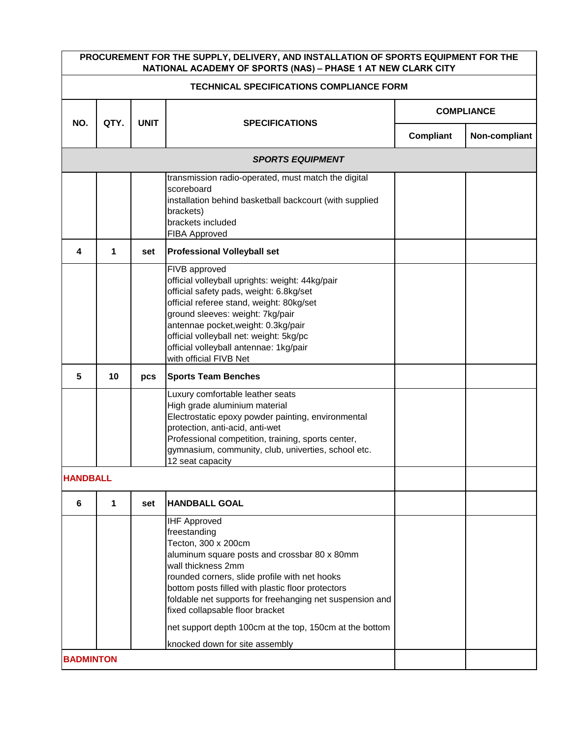| PROCUREMENT FOR THE SUPPLY, DELIVERY, AND INSTALLATION OF SPORTS EQUIPMENT FOR THE NATIONAL ACADEMY OF SPORTS (NAS) – PHASE 1 AT NEW CLARK CITY | | | | | |
|---|---|---|---|---|---|
| **TECHNICAL SPECIFICATIONS COMPLIANCE FORM** | | | | | |
| **NO.** | **QTY.** | **UNIT** | **SPECIFICATIONS** | **COMPLIANCE** | |
| | | | | **Compliant** | **Non-compliant** |
| ***SPORTS EQUIPMENT*** | | | | | |
| | | | transmission radio-operated, must match the digital scoreboard<br>installation behind basketball backcourt (with supplied brackets)<br>brackets included<br>FIBA Approved | | |
| **4** | **1** | **set** | **Professional Volleyball set** | | |
| | | | FIVB approved<br>official volleyball uprights: weight: 44kg/pair<br>official safety pads, weight: 6.8kg/set<br>official referee stand, weight: 80kg/set<br>ground sleeves: weight: 7kg/pair<br>antennae pocket,weight: 0.3kg/pair<br>official volleyball net: weight: 5kg/pc<br>official volleyball antennae: 1kg/pair<br>with official FIVB Net | | |
| **5** | **10** | **pcs** | **Sports Team Benches** | | |
| | | | Luxury comfortable leather seats<br>High grade aluminium material<br>Electrostatic epoxy powder painting, environmental protection, anti-acid, anti-wet<br>Professional competition, training, sports center, gymnasium, community, club, univerties, school etc.<br>12 seat capacity | | |
| **HANDBALL** | | | | | |
| **6** | **1** | **set** | **HANDBALL GOAL** | | |
| | | | IHF Approved<br>freestanding<br>Tecton, 300 x 200cm<br>aluminum square posts and crossbar 80 x 80mm<br>wall thickness 2mm<br>rounded corners, slide profile with net hooks<br>bottom posts filled with plastic floor protectors<br>foldable net supports for freehanging net suspension and fixed collapsable floor bracket<br>net support depth 100cm at the top, 150cm at the bottom<br>knocked down for site assembly | | |
| **BADMINTON** | | | | | |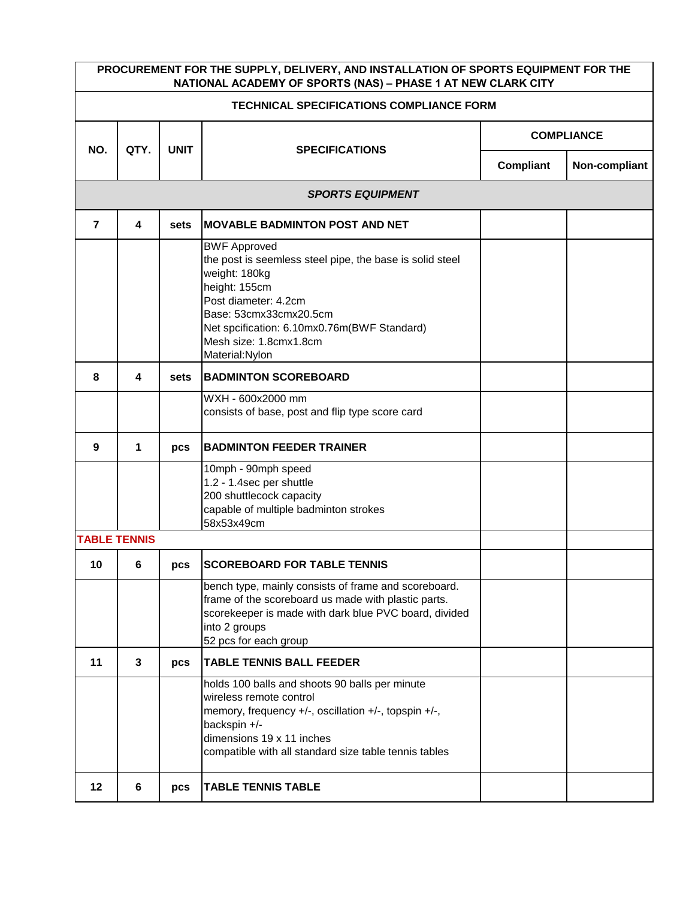| PROCUREMENT FOR THE SUPPLY, DELIVERY, AND INSTALLATION OF SPORTS EQUIPMENT FOR THE NATIONAL ACADEMY OF SPORTS (NAS) – PHASE 1 AT NEW CLARK CITY | | | | | |
|---|---|---|---|---|---|
| **TECHNICAL SPECIFICATIONS COMPLIANCE FORM** | | | | | |
| **NO.** | **QTY.** | **UNIT** | **SPECIFICATIONS** | **COMPLIANCE** | |
| | | | | **Compliant** | **Non-compliant** |
| ***SPORTS EQUIPMENT*** | | | | | |
| **7** | **4** | **sets** | **MOVABLE BADMINTON POST AND NET** | | |
| | | | BWF Approved<br>the post is seemless steel pipe, the base is solid steel<br>weight: 180kg<br>height: 155cm<br>Post diameter: 4.2cm<br>Base: 53cmx33cmx20.5cm<br>Net spcification: 6.10mx0.76m(BWF Standard)<br>Mesh size: 1.8cmx1.8cm<br>Material:Nylon | | |
| **8** | **4** | **sets** | **BADMINTON SCOREBOARD** | | |
| | | | WXH - 600x2000 mm<br>consists of base, post and flip type score card | | |
| **9** | **1** | **pcs** | **BADMINTON FEEDER TRAINER** | | |
| | | | 10mph - 90mph speed<br>1.2 - 1.4sec per shuttle<br>200 shuttlecock capacity<br>capable of multiple badminton strokes<br>58x53x49cm | | |
| **TABLE TENNIS** | | | | | |
| **10** | **6** | **pcs** | **SCOREBOARD FOR TABLE TENNIS** | | |
| | | | bench type, mainly consists of frame and scoreboard. frame of the scoreboard us made with plastic parts. scorekeeper is made with dark blue PVC board, divided into 2 groups<br>52 pcs for each group | | |
| **11** | **3** | **pcs** | **TABLE TENNIS BALL FEEDER** | | |
| | | | holds 100 balls and shoots 90 balls per minute<br>wireless remote control<br>memory, frequency +/-, oscillation +/-, topspin +/-, backspin +/-<br>dimensions 19 x 11 inches<br>compatible with all standard size table tennis tables | | |
| **12** | **6** | **pcs** | **TABLE TENNIS TABLE** | | |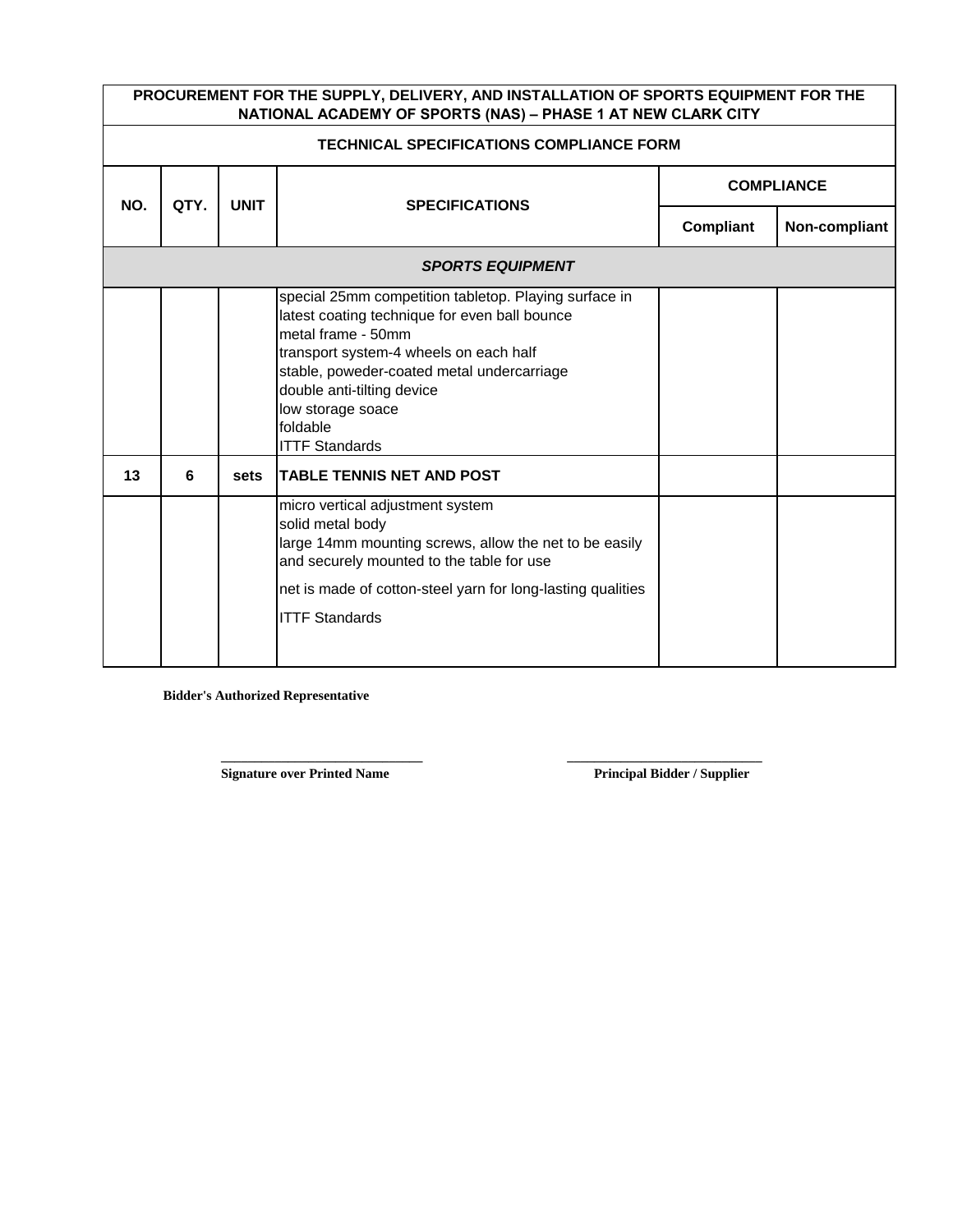| PROCUREMENT FOR THE SUPPLY, DELIVERY, AND INSTALLATION OF SPORTS EQUIPMENT FOR THE NATIONAL ACADEMY OF SPORTS (NAS) – PHASE 1 AT NEW CLARK CITY | | | | | |
|---|---|---|---|---|---|
| **TECHNICAL SPECIFICATIONS COMPLIANCE FORM** | | | | | |
| **NO.** | **QTY.** | **UNIT** | **SPECIFICATIONS** | **COMPLIANCE** | |
| | | | | **Compliant** | **Non-compliant** |
| ***SPORTS EQUIPMENT*** | | | | | |
| | | | special 25mm competition tabletop. Playing surface in latest coating technique for even ball bounce<br>metal frame - 50mm<br>transport system-4 wheels on each half<br>stable, poweder-coated metal undercarriage<br>double anti-tilting device<br>low storage soace<br>foldable<br>ITTF Standards | | |
| **13** | **6** | **sets** | **TABLE TENNIS NET AND POST** | | |
| | | | micro vertical adjustment system<br>solid metal body<br>large 14mm mounting screws, allow the net to be easily and securely mounted to the table for use<br>net is made of cotton-steel yarn for long-lasting qualities<br>ITTF Standards | | |

**Bidder's Authorized Representative**

______________________________ ______________________________

**Signature over Printed Name** **Principal Bidder / Supplier**